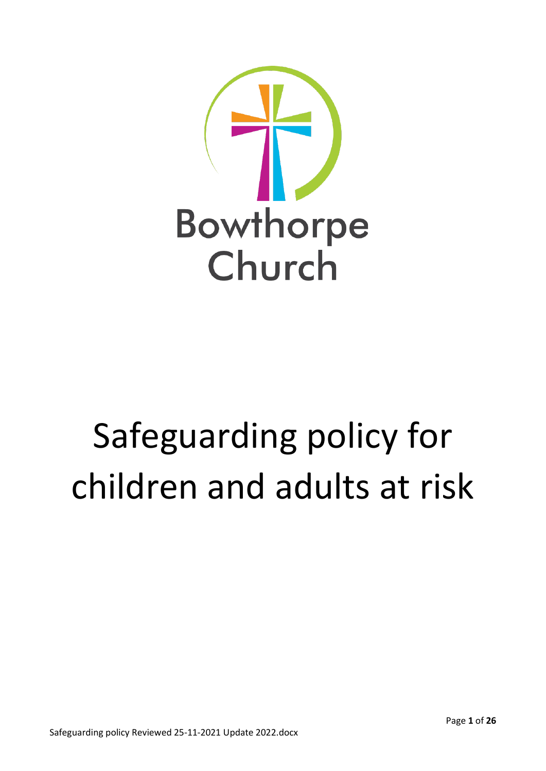Bowthorpe Church

# Safeguarding policy for children and adults at risk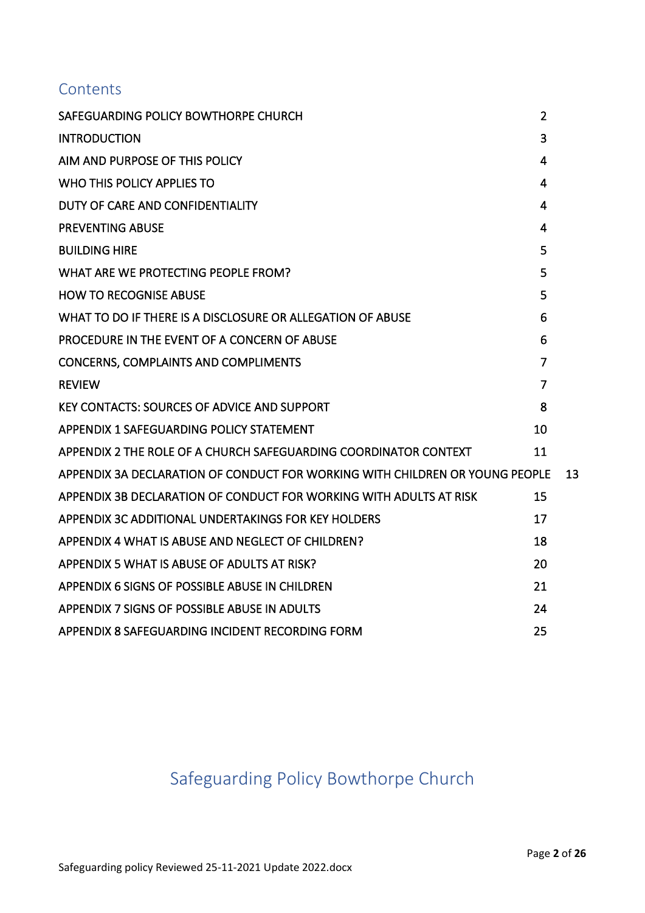## Contents

| | |
|---|---|
| SAFEGUARDING POLICY BOWTHORPE CHURCH | 2 |
| INTRODUCTION | 3 |
| AIM AND PURPOSE OF THIS POLICY | 4 |
| WHO THIS POLICY APPLIES TO | 4 |
| DUTY OF CARE AND CONFIDENTIALITY | 4 |
| PREVENTING ABUSE | 4 |
| BUILDING HIRE | 5 |
| WHAT ARE WE PROTECTING PEOPLE FROM? | 5 |
| HOW TO RECOGNISE ABUSE | 5 |
| WHAT TO DO IF THERE IS A DISCLOSURE OR ALLEGATION OF ABUSE | 6 |
| PROCEDURE IN THE EVENT OF A CONCERN OF ABUSE | 6 |
| CONCERNS, COMPLAINTS AND COMPLIMENTS | 7 |
| REVIEW | 7 |
| KEY CONTACTS: SOURCES OF ADVICE AND SUPPORT | 8 |
| APPENDIX 1 SAFEGUARDING POLICY STATEMENT | 10 |
| APPENDIX 2 THE ROLE OF A CHURCH SAFEGUARDING COORDINATOR CONTEXT | 11 |
| APPENDIX 3A DECLARATION OF CONDUCT FOR WORKING WITH CHILDREN OR YOUNG PEOPLE | 13 |
| APPENDIX 3B DECLARATION OF CONDUCT FOR WORKING WITH ADULTS AT RISK | 15 |
| APPENDIX 3C ADDITIONAL UNDERTAKINGS FOR KEY HOLDERS | 17 |
| APPENDIX 4 WHAT IS ABUSE AND NEGLECT OF CHILDREN? | 18 |
| APPENDIX 5 WHAT IS ABUSE OF ADULTS AT RISK? | 20 |
| APPENDIX 6 SIGNS OF POSSIBLE ABUSE IN CHILDREN | 21 |
| APPENDIX 7 SIGNS OF POSSIBLE ABUSE IN ADULTS | 24 |
| APPENDIX 8 SAFEGUARDING INCIDENT RECORDING FORM | 25 |

# Safeguarding Policy Bowthorpe Church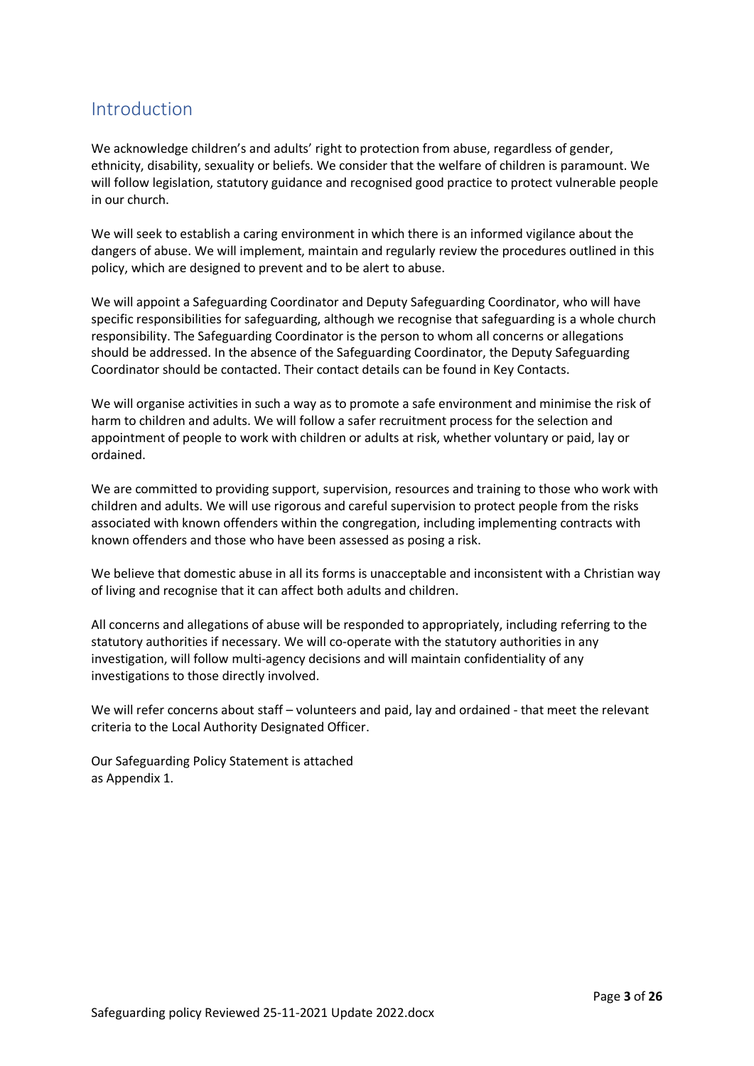## Introduction

We acknowledge children's and adults' right to protection from abuse, regardless of gender, ethnicity, disability, sexuality or beliefs. We consider that the welfare of children is paramount. We will follow legislation, statutory guidance and recognised good practice to protect vulnerable people in our church.

We will seek to establish a caring environment in which there is an informed vigilance about the dangers of abuse. We will implement, maintain and regularly review the procedures outlined in this policy, which are designed to prevent and to be alert to abuse.

We will appoint a Safeguarding Coordinator and Deputy Safeguarding Coordinator, who will have specific responsibilities for safeguarding, although we recognise that safeguarding is a whole church responsibility. The Safeguarding Coordinator is the person to whom all concerns or allegations should be addressed. In the absence of the Safeguarding Coordinator, the Deputy Safeguarding Coordinator should be contacted. Their contact details can be found in Key Contacts.

We will organise activities in such a way as to promote a safe environment and minimise the risk of harm to children and adults. We will follow a safer recruitment process for the selection and appointment of people to work with children or adults at risk, whether voluntary or paid, lay or ordained.

We are committed to providing support, supervision, resources and training to those who work with children and adults. We will use rigorous and careful supervision to protect people from the risks associated with known offenders within the congregation, including implementing contracts with known offenders and those who have been assessed as posing a risk.

We believe that domestic abuse in all its forms is unacceptable and inconsistent with a Christian way of living and recognise that it can affect both adults and children.

All concerns and allegations of abuse will be responded to appropriately, including referring to the statutory authorities if necessary. We will co-operate with the statutory authorities in any investigation, will follow multi-agency decisions and will maintain confidentiality of any investigations to those directly involved.

We will refer concerns about staff – volunteers and paid, lay and ordained - that meet the relevant criteria to the Local Authority Designated Officer.

Our Safeguarding Policy Statement is attached as Appendix 1.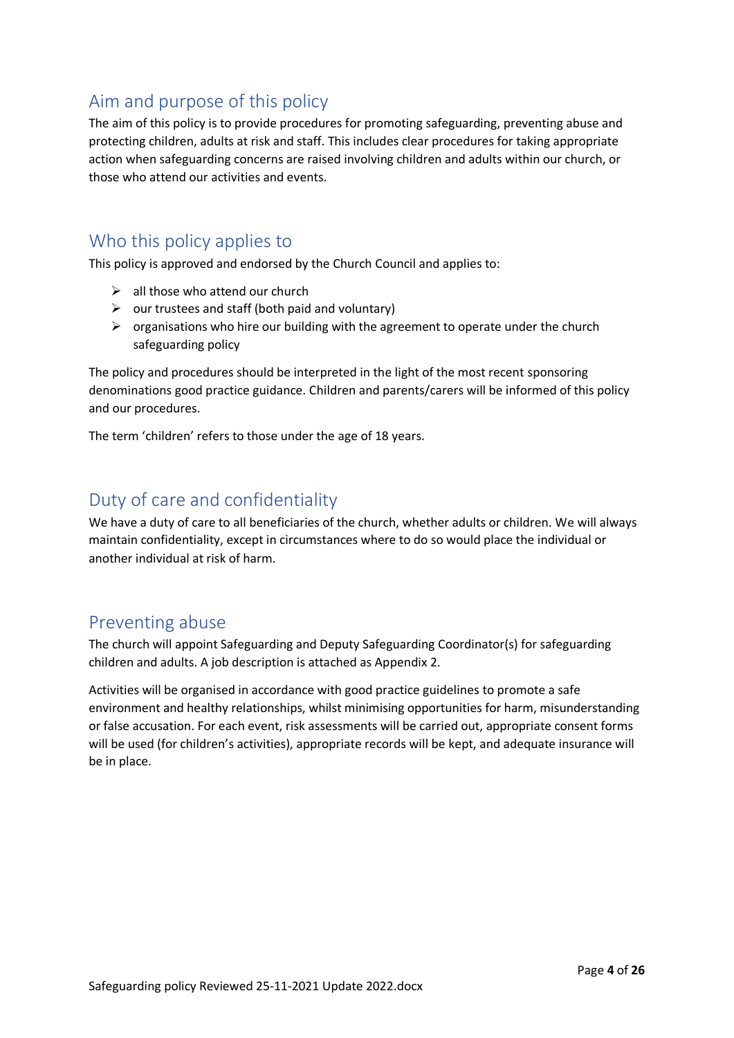## Aim and purpose of this policy

The aim of this policy is to provide procedures for promoting safeguarding, preventing abuse and protecting children, adults at risk and staff. This includes clear procedures for taking appropriate action when safeguarding concerns are raised involving children and adults within our church, or those who attend our activities and events.

## Who this policy applies to

This policy is approved and endorsed by the Church Council and applies to:

- all those who attend our church
- our trustees and staff (both paid and voluntary)
- organisations who hire our building with the agreement to operate under the church safeguarding policy

The policy and procedures should be interpreted in the light of the most recent sponsoring denominations good practice guidance. Children and parents/carers will be informed of this policy and our procedures.

The term 'children' refers to those under the age of 18 years.

## Duty of care and confidentiality

We have a duty of care to all beneficiaries of the church, whether adults or children. We will always maintain confidentiality, except in circumstances where to do so would place the individual or another individual at risk of harm.

## Preventing abuse

The church will appoint Safeguarding and Deputy Safeguarding Coordinator(s) for safeguarding children and adults. A job description is attached as Appendix 2.

Activities will be organised in accordance with good practice guidelines to promote a safe environment and healthy relationships, whilst minimising opportunities for harm, misunderstanding or false accusation. For each event, risk assessments will be carried out, appropriate consent forms will be used (for children's activities), appropriate records will be kept, and adequate insurance will be in place.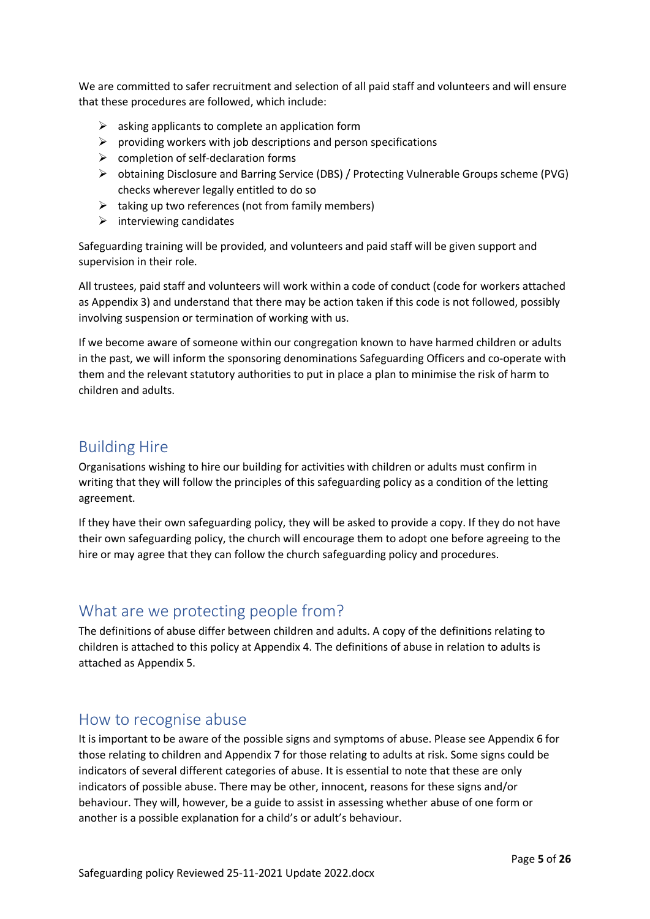We are committed to safer recruitment and selection of all paid staff and volunteers and will ensure that these procedures are followed, which include:

- asking applicants to complete an application form
- providing workers with job descriptions and person specifications
- completion of self-declaration forms
- obtaining Disclosure and Barring Service (DBS) / Protecting Vulnerable Groups scheme (PVG) checks wherever legally entitled to do so
- taking up two references (not from family members)
- interviewing candidates

Safeguarding training will be provided, and volunteers and paid staff will be given support and supervision in their role.

All trustees, paid staff and volunteers will work within a code of conduct (code for workers attached as Appendix 3) and understand that there may be action taken if this code is not followed, possibly involving suspension or termination of working with us.

If we become aware of someone within our congregation known to have harmed children or adults in the past, we will inform the sponsoring denominations Safeguarding Officers and co-operate with them and the relevant statutory authorities to put in place a plan to minimise the risk of harm to children and adults.

## Building Hire

Organisations wishing to hire our building for activities with children or adults must confirm in writing that they will follow the principles of this safeguarding policy as a condition of the letting agreement.

If they have their own safeguarding policy, they will be asked to provide a copy. If they do not have their own safeguarding policy, the church will encourage them to adopt one before agreeing to the hire or may agree that they can follow the church safeguarding policy and procedures.

## What are we protecting people from?

The definitions of abuse differ between children and adults. A copy of the definitions relating to children is attached to this policy at Appendix 4. The definitions of abuse in relation to adults is attached as Appendix 5.

## How to recognise abuse

It is important to be aware of the possible signs and symptoms of abuse. Please see Appendix 6 for those relating to children and Appendix 7 for those relating to adults at risk. Some signs could be indicators of several different categories of abuse. It is essential to note that these are only indicators of possible abuse. There may be other, innocent, reasons for these signs and/or behaviour. They will, however, be a guide to assist in assessing whether abuse of one form or another is a possible explanation for a child's or adult's behaviour.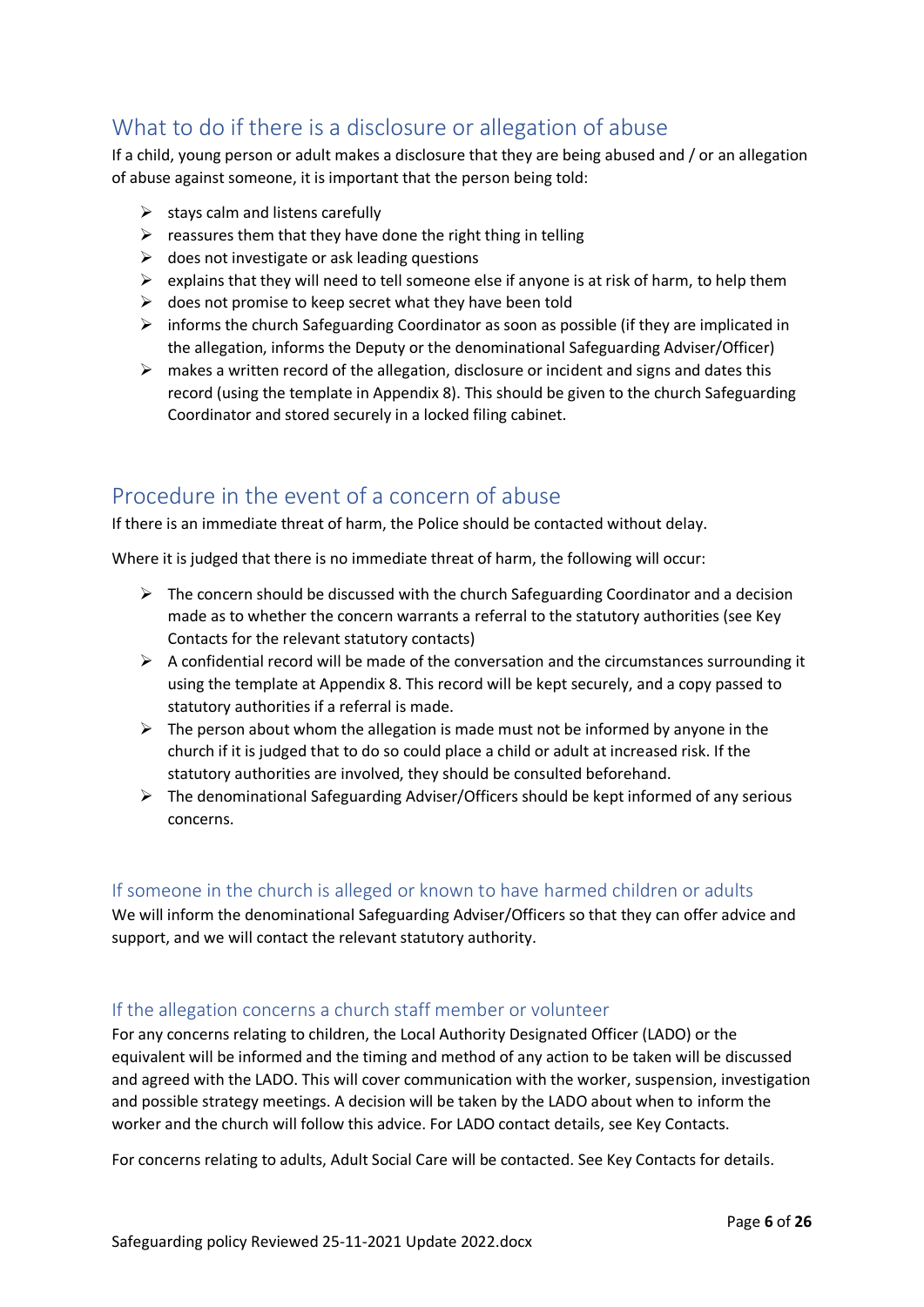## What to do if there is a disclosure or allegation of abuse

If a child, young person or adult makes a disclosure that they are being abused and / or an allegation of abuse against someone, it is important that the person being told:

- stays calm and listens carefully
- reassures them that they have done the right thing in telling
- does not investigate or ask leading questions
- explains that they will need to tell someone else if anyone is at risk of harm, to help them
- does not promise to keep secret what they have been told
- informs the church Safeguarding Coordinator as soon as possible (if they are implicated in the allegation, informs the Deputy or the denominational Safeguarding Adviser/Officer)
- makes a written record of the allegation, disclosure or incident and signs and dates this record (using the template in Appendix 8). This should be given to the church Safeguarding Coordinator and stored securely in a locked filing cabinet.

## Procedure in the event of a concern of abuse

If there is an immediate threat of harm, the Police should be contacted without delay.

Where it is judged that there is no immediate threat of harm, the following will occur:

- The concern should be discussed with the church Safeguarding Coordinator and a decision made as to whether the concern warrants a referral to the statutory authorities (see Key Contacts for the relevant statutory contacts)
- A confidential record will be made of the conversation and the circumstances surrounding it using the template at Appendix 8. This record will be kept securely, and a copy passed to statutory authorities if a referral is made.
- The person about whom the allegation is made must not be informed by anyone in the church if it is judged that to do so could place a child or adult at increased risk. If the statutory authorities are involved, they should be consulted beforehand.
- The denominational Safeguarding Adviser/Officers should be kept informed of any serious concerns.

### If someone in the church is alleged or known to have harmed children or adults

We will inform the denominational Safeguarding Adviser/Officers so that they can offer advice and support, and we will contact the relevant statutory authority.

### If the allegation concerns a church staff member or volunteer

For any concerns relating to children, the Local Authority Designated Officer (LADO) or the equivalent will be informed and the timing and method of any action to be taken will be discussed and agreed with the LADO. This will cover communication with the worker, suspension, investigation and possible strategy meetings. A decision will be taken by the LADO about when to inform the worker and the church will follow this advice. For LADO contact details, see Key Contacts.

For concerns relating to adults, Adult Social Care will be contacted. See Key Contacts for details.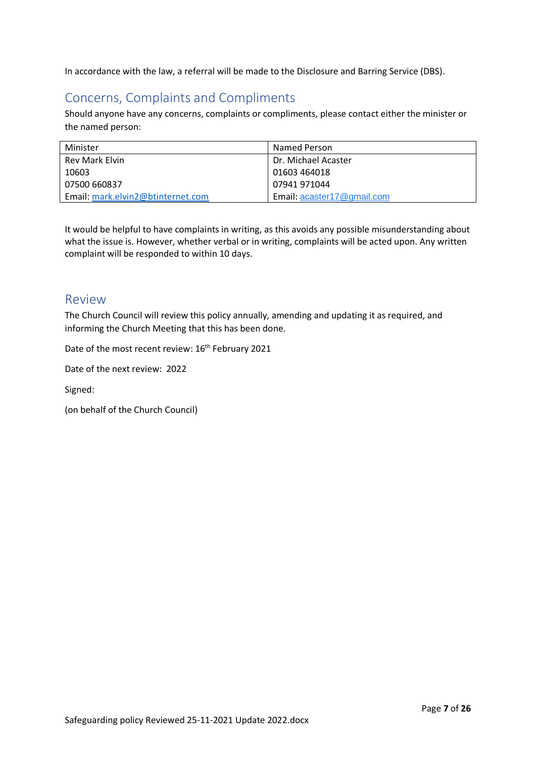In accordance with the law, a referral will be made to the Disclosure and Barring Service (DBS).

## Concerns, Complaints and Compliments

Should anyone have any concerns, complaints or compliments, please contact either the minister or the named person:

| Minister | Named Person |
| --- | --- |
| Rev Mark Elvin<br>10603<br>07500 660837<br>Email: mark.elvin2@btinternet.com | Dr. Michael Acaster<br>01603 464018<br>07941 971044<br>Email: acaster17@gmail.com |

It would be helpful to have complaints in writing, as this avoids any possible misunderstanding about what the issue is. However, whether verbal or in writing, complaints will be acted upon. Any written complaint will be responded to within 10 days.

## Review

The Church Council will review this policy annually, amending and updating it as required, and informing the Church Meeting that this has been done.

Date of the most recent review: 16th February 2021

Date of the next review: 2022

Signed:

(on behalf of the Church Council)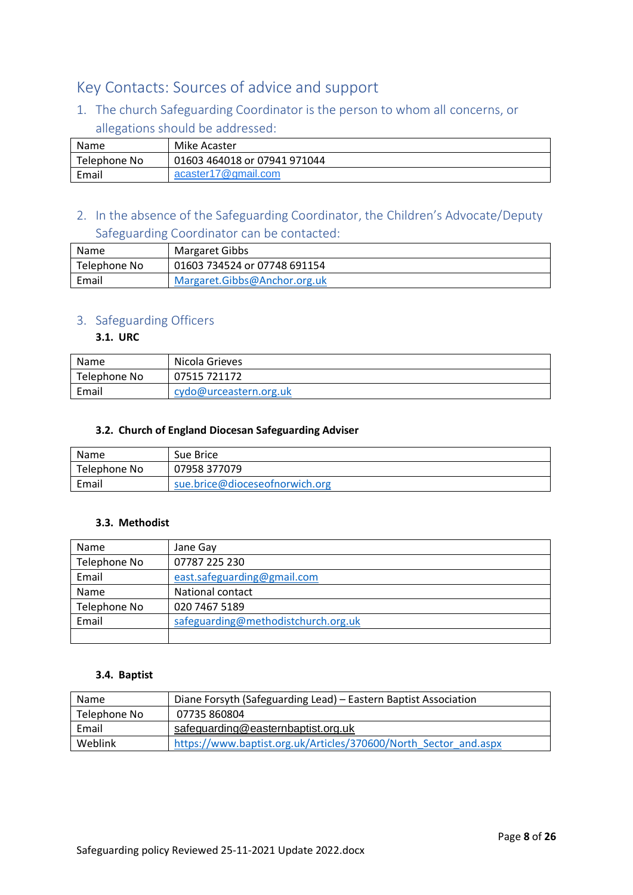## Key Contacts: Sources of advice and support

### 1. The church Safeguarding Coordinator is the person to whom all concerns, or allegations should be addressed:

| Name | Mike Acaster |
|---|---|
| Telephone No | 01603 464018 or 07941 971044 |
| Email | acaster17@gmail.com |

### 2. In the absence of the Safeguarding Coordinator, the Children's Advocate/Deputy Safeguarding Coordinator can be contacted:

| Name | Margaret Gibbs |
|---|---|
| Telephone No | 01603 734524 or 07748 691154 |
| Email | Margaret.Gibbs@Anchor.org.uk |

### 3. Safeguarding Officers

#### 3.1. URC

| Name | Nicola Grieves |
|---|---|
| Telephone No | 07515 721172 |
| Email | cydo@urceastern.org.uk |

#### 3.2. Church of England Diocesan Safeguarding Adviser

| Name | Sue Brice |
|---|---|
| Telephone No | 07958 377079 |
| Email | sue.brice@dioceseofnorwich.org |

#### 3.3. Methodist

| Name | Jane Gay |
|---|---|
| Telephone No | 07787 225 230 |
| Email | east.safeguarding@gmail.com |
| Name | National contact |
| Telephone No | 020 7467 5189 |
| Email | safeguarding@methodistchurch.org.uk |
| | |

#### 3.4. Baptist

| Name | Diane Forsyth (Safeguarding Lead) – Eastern Baptist Association |
|---|---|
| Telephone No | 07735 860804 |
| Email | safeguarding@easternbaptist.org.uk |
| Weblink | https://www.baptist.org.uk/Articles/370600/North_Sector_and.aspx |

Safeguarding policy Reviewed 25-11-2021 Update 2022.docx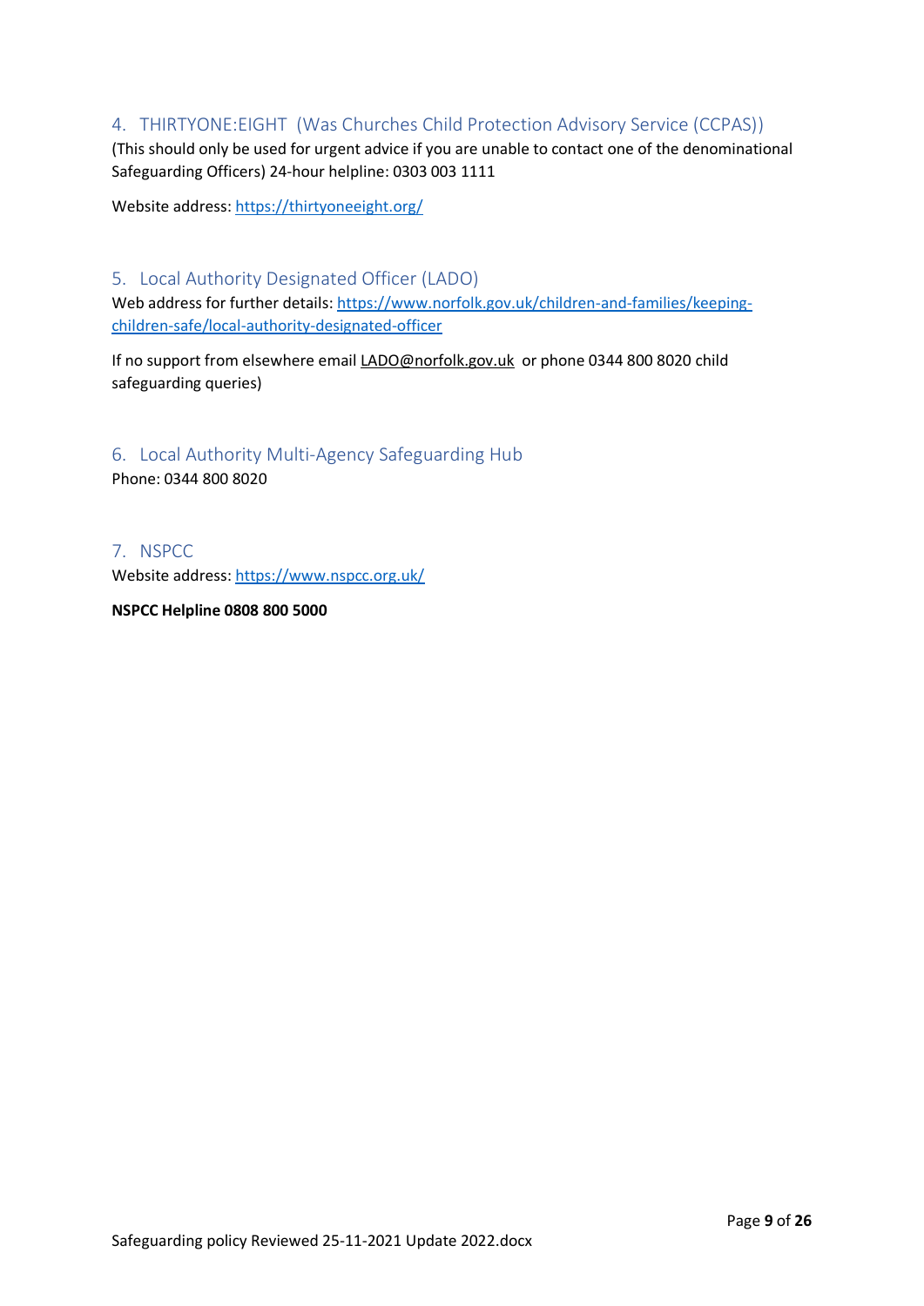## 4. THIRTYONE:EIGHT (Was Churches Child Protection Advisory Service (CCPAS))

(This should only be used for urgent advice if you are unable to contact one of the denominational Safeguarding Officers) 24-hour helpline: 0303 003 1111

Website address: https://thirtyoneeight.org/

## 5. Local Authority Designated Officer (LADO)

Web address for further details: https://www.norfolk.gov.uk/children-and-families/keeping-children-safe/local-authority-designated-officer

If no support from elsewhere email LADO@norfolk.gov.uk or phone 0344 800 8020 child safeguarding queries)

## 6. Local Authority Multi-Agency Safeguarding Hub

Phone: 0344 800 8020

## 7. NSPCC

Website address: https://www.nspcc.org.uk/

**NSPCC Helpline 0808 800 5000**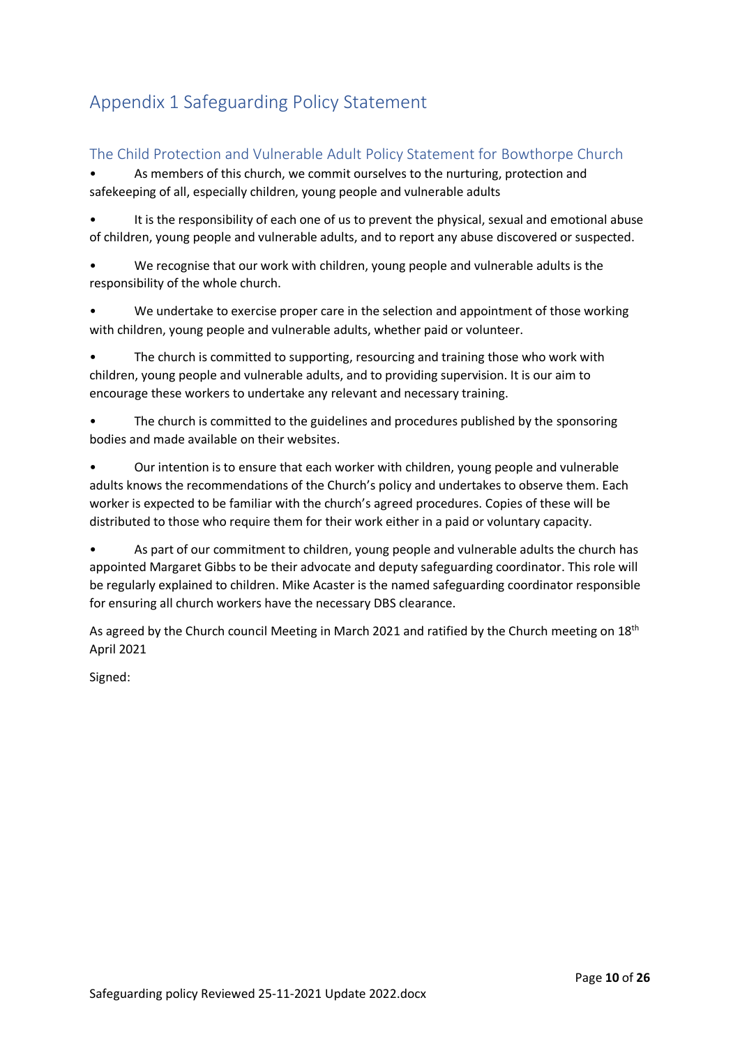# Appendix 1 Safeguarding Policy Statement

## The Child Protection and Vulnerable Adult Policy Statement for Bowthorpe Church

- As members of this church, we commit ourselves to the nurturing, protection and safekeeping of all, especially children, young people and vulnerable adults
- It is the responsibility of each one of us to prevent the physical, sexual and emotional abuse of children, young people and vulnerable adults, and to report any abuse discovered or suspected.
- We recognise that our work with children, young people and vulnerable adults is the responsibility of the whole church.
- We undertake to exercise proper care in the selection and appointment of those working with children, young people and vulnerable adults, whether paid or volunteer.
- The church is committed to supporting, resourcing and training those who work with children, young people and vulnerable adults, and to providing supervision. It is our aim to encourage these workers to undertake any relevant and necessary training.
- The church is committed to the guidelines and procedures published by the sponsoring bodies and made available on their websites.
- Our intention is to ensure that each worker with children, young people and vulnerable adults knows the recommendations of the Church's policy and undertakes to observe them. Each worker is expected to be familiar with the church's agreed procedures. Copies of these will be distributed to those who require them for their work either in a paid or voluntary capacity.
- As part of our commitment to children, young people and vulnerable adults the church has appointed Margaret Gibbs to be their advocate and deputy safeguarding coordinator. This role will be regularly explained to children. Mike Acaster is the named safeguarding coordinator responsible for ensuring all church workers have the necessary DBS clearance.

As agreed by the Church council Meeting in March 2021 and ratified by the Church meeting on 18th April 2021

Signed: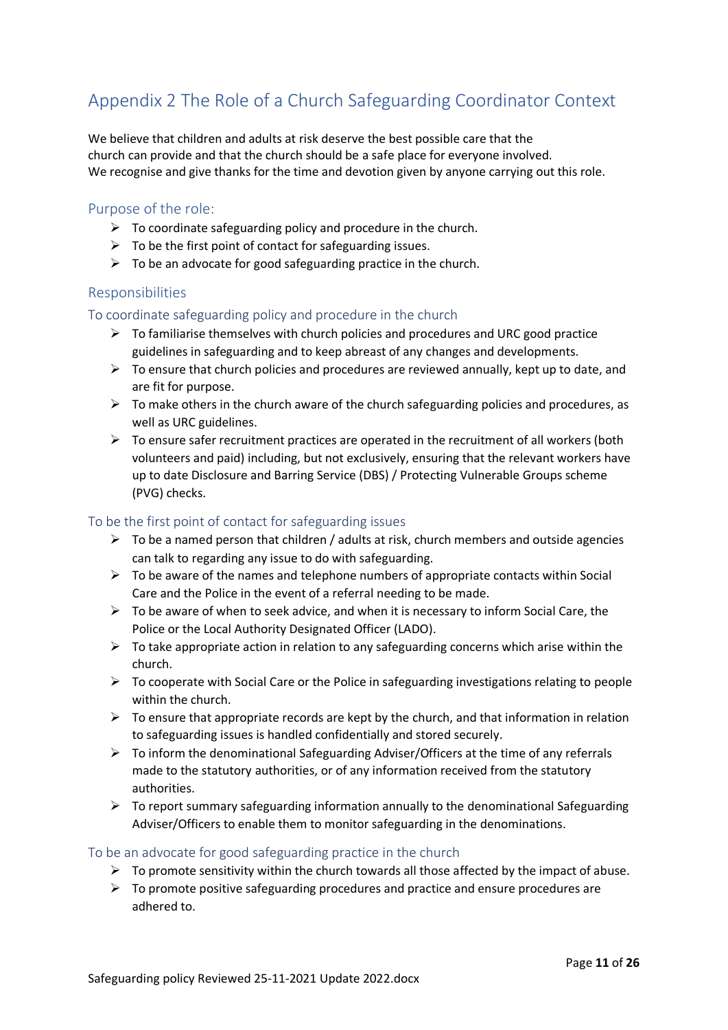## Appendix 2 The Role of a Church Safeguarding Coordinator Context

We believe that children and adults at risk deserve the best possible care that the church can provide and that the church should be a safe place for everyone involved.
We recognise and give thanks for the time and devotion given by anyone carrying out this role.

### Purpose of the role:

- To coordinate safeguarding policy and procedure in the church.
- To be the first point of contact for safeguarding issues.
- To be an advocate for good safeguarding practice in the church.

### Responsibilities

#### To coordinate safeguarding policy and procedure in the church

- To familiarise themselves with church policies and procedures and URC good practice guidelines in safeguarding and to keep abreast of any changes and developments.
- To ensure that church policies and procedures are reviewed annually, kept up to date, and are fit for purpose.
- To make others in the church aware of the church safeguarding policies and procedures, as well as URC guidelines.
- To ensure safer recruitment practices are operated in the recruitment of all workers (both volunteers and paid) including, but not exclusively, ensuring that the relevant workers have up to date Disclosure and Barring Service (DBS) / Protecting Vulnerable Groups scheme (PVG) checks.

#### To be the first point of contact for safeguarding issues

- To be a named person that children / adults at risk, church members and outside agencies can talk to regarding any issue to do with safeguarding.
- To be aware of the names and telephone numbers of appropriate contacts within Social Care and the Police in the event of a referral needing to be made.
- To be aware of when to seek advice, and when it is necessary to inform Social Care, the Police or the Local Authority Designated Officer (LADO).
- To take appropriate action in relation to any safeguarding concerns which arise within the church.
- To cooperate with Social Care or the Police in safeguarding investigations relating to people within the church.
- To ensure that appropriate records are kept by the church, and that information in relation to safeguarding issues is handled confidentially and stored securely.
- To inform the denominational Safeguarding Adviser/Officers at the time of any referrals made to the statutory authorities, or of any information received from the statutory authorities.
- To report summary safeguarding information annually to the denominational Safeguarding Adviser/Officers to enable them to monitor safeguarding in the denominations.

#### To be an advocate for good safeguarding practice in the church

- To promote sensitivity within the church towards all those affected by the impact of abuse.
- To promote positive safeguarding procedures and practice and ensure procedures are adhered to.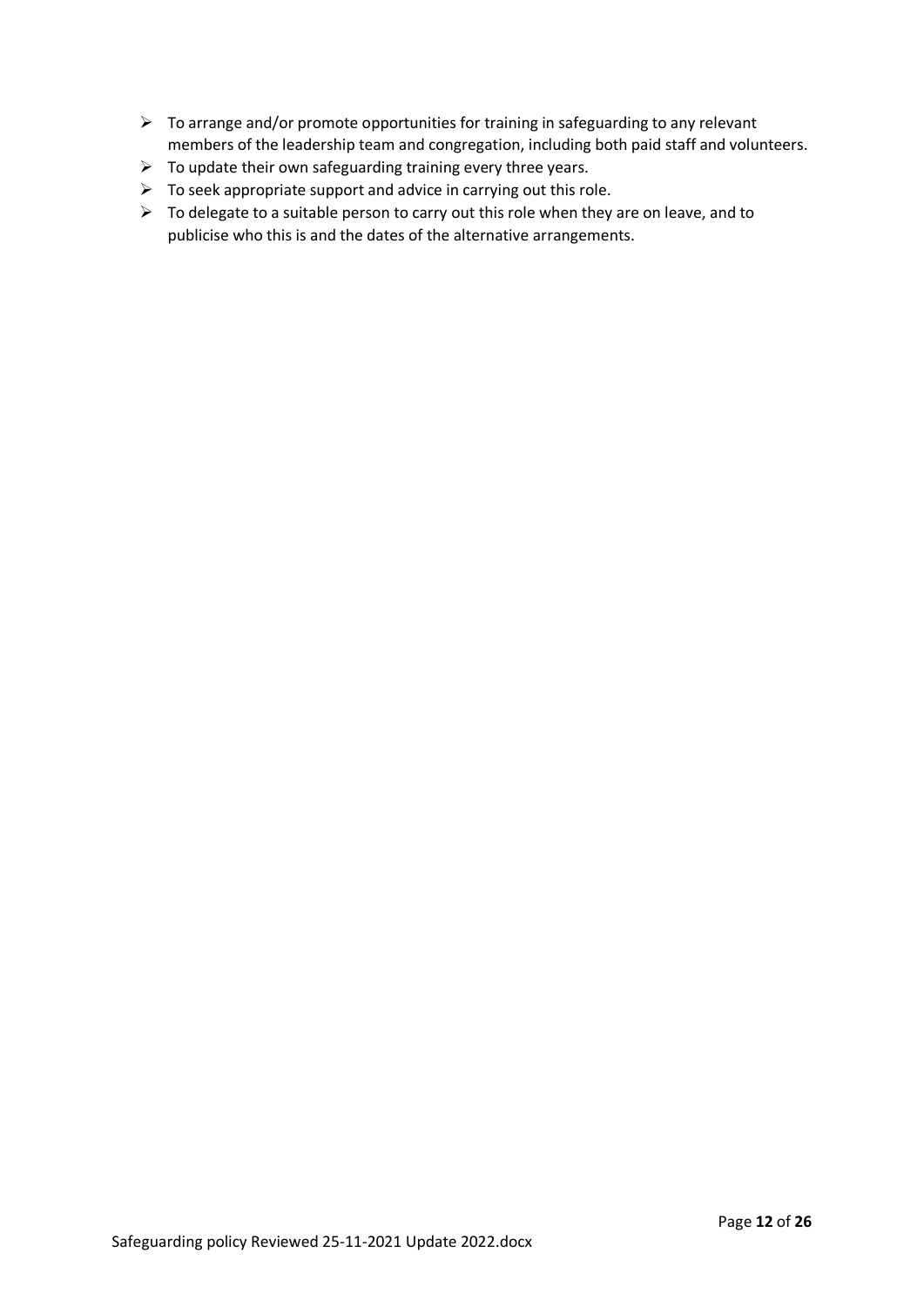- To arrange and/or promote opportunities for training in safeguarding to any relevant members of the leadership team and congregation, including both paid staff and volunteers.
- To update their own safeguarding training every three years.
- To seek appropriate support and advice in carrying out this role.
- To delegate to a suitable person to carry out this role when they are on leave, and to publicise who this is and the dates of the alternative arrangements.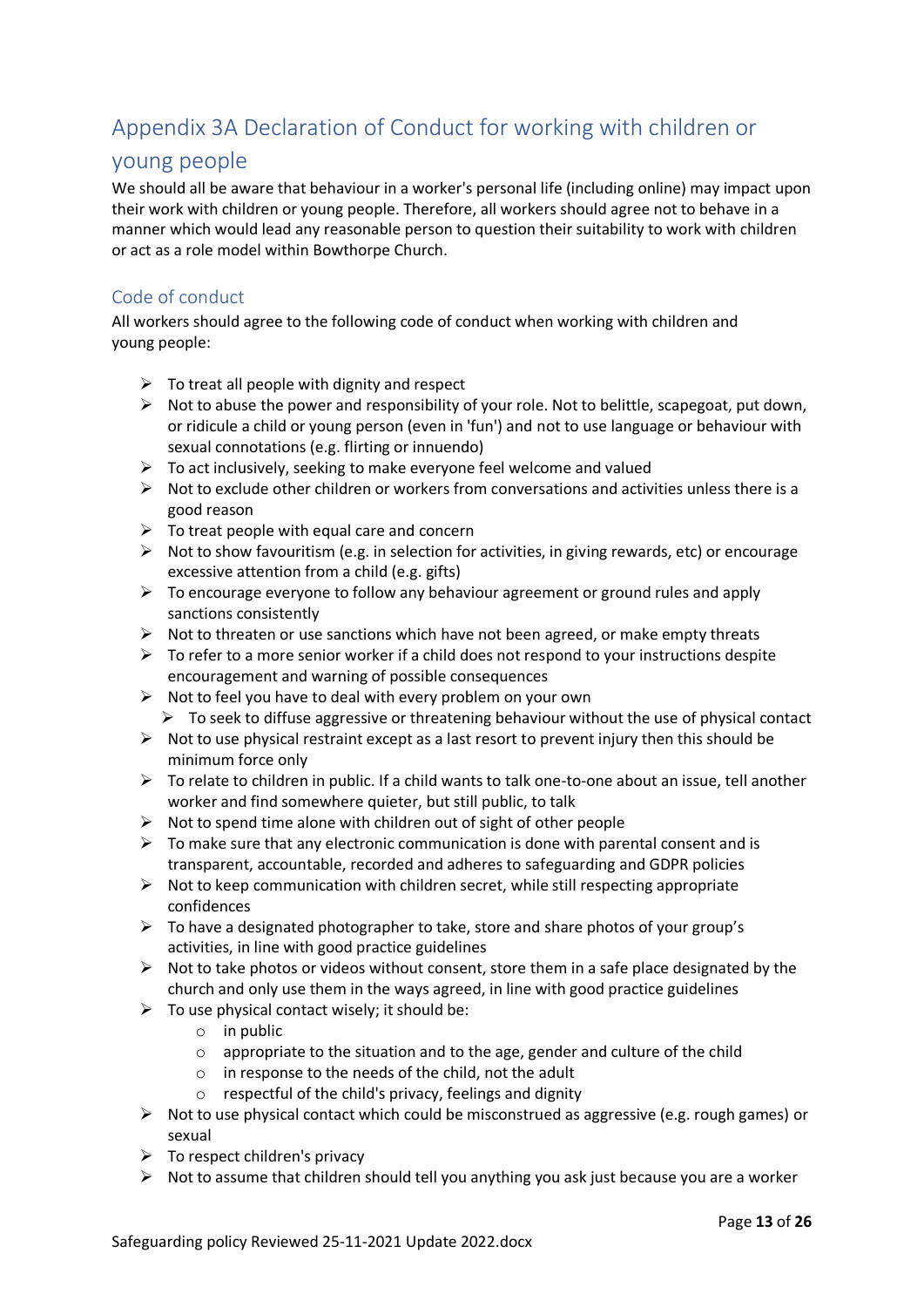## Appendix 3A Declaration of Conduct for working with children or young people

We should all be aware that behaviour in a worker's personal life (including online) may impact upon their work with children or young people. Therefore, all workers should agree not to behave in a manner which would lead any reasonable person to question their suitability to work with children or act as a role model within Bowthorpe Church.

### Code of conduct

All workers should agree to the following code of conduct when working with children and young people:

- To treat all people with dignity and respect
- Not to abuse the power and responsibility of your role. Not to belittle, scapegoat, put down, or ridicule a child or young person (even in 'fun') and not to use language or behaviour with sexual connotations (e.g. flirting or innuendo)
- To act inclusively, seeking to make everyone feel welcome and valued
- Not to exclude other children or workers from conversations and activities unless there is a good reason
- To treat people with equal care and concern
- Not to show favouritism (e.g. in selection for activities, in giving rewards, etc) or encourage excessive attention from a child (e.g. gifts)
- To encourage everyone to follow any behaviour agreement or ground rules and apply sanctions consistently
- Not to threaten or use sanctions which have not been agreed, or make empty threats
- To refer to a more senior worker if a child does not respond to your instructions despite encouragement and warning of possible consequences
- Not to feel you have to deal with every problem on your own
- To seek to diffuse aggressive or threatening behaviour without the use of physical contact
- Not to use physical restraint except as a last resort to prevent injury then this should be minimum force only
- To relate to children in public. If a child wants to talk one-to-one about an issue, tell another worker and find somewhere quieter, but still public, to talk
- Not to spend time alone with children out of sight of other people
- To make sure that any electronic communication is done with parental consent and is transparent, accountable, recorded and adheres to safeguarding and GDPR policies
- Not to keep communication with children secret, while still respecting appropriate confidences
- To have a designated photographer to take, store and share photos of your group's activities, in line with good practice guidelines
- Not to take photos or videos without consent, store them in a safe place designated by the church and only use them in the ways agreed, in line with good practice guidelines
- To use physical contact wisely; it should be:
  - in public
  - appropriate to the situation and to the age, gender and culture of the child
  - in response to the needs of the child, not the adult
  - respectful of the child's privacy, feelings and dignity
- Not to use physical contact which could be misconstrued as aggressive (e.g. rough games) or sexual
- To respect children's privacy
- Not to assume that children should tell you anything you ask just because you are a worker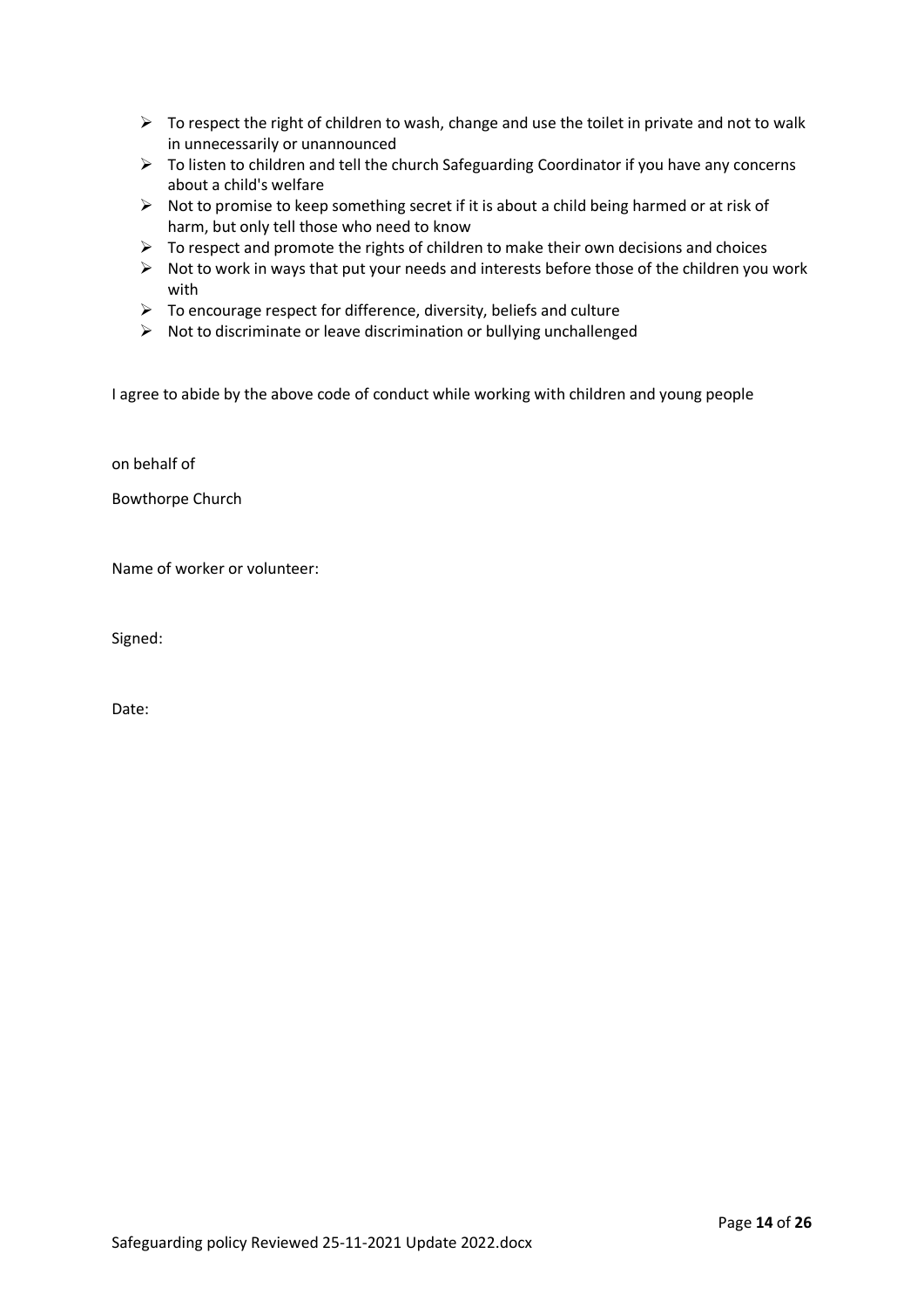- To respect the right of children to wash, change and use the toilet in private and not to walk in unnecessarily or unannounced
- To listen to children and tell the church Safeguarding Coordinator if you have any concerns about a child's welfare
- Not to promise to keep something secret if it is about a child being harmed or at risk of harm, but only tell those who need to know
- To respect and promote the rights of children to make their own decisions and choices
- Not to work in ways that put your needs and interests before those of the children you work with
- To encourage respect for difference, diversity, beliefs and culture
- Not to discriminate or leave discrimination or bullying unchallenged

I agree to abide by the above code of conduct while working with children and young people

on behalf of

Bowthorpe Church

Name of worker or volunteer:

Signed:

Date: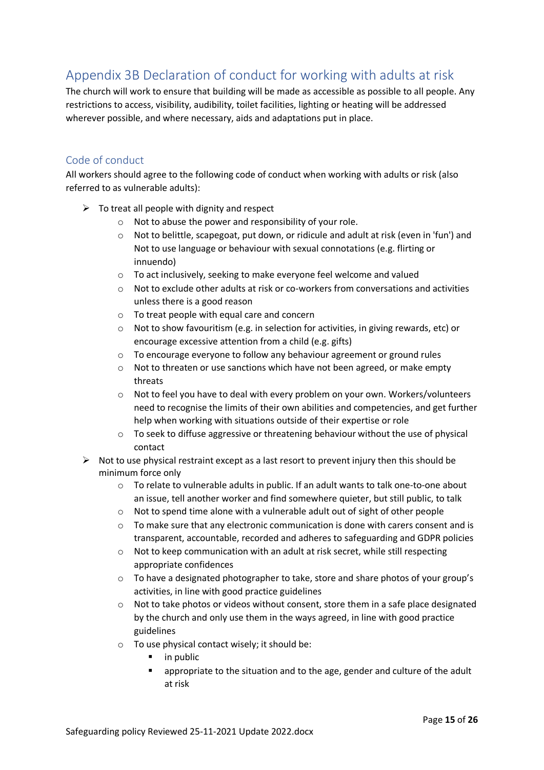## Appendix 3B Declaration of conduct for working with adults at risk

The church will work to ensure that building will be made as accessible as possible to all people. Any restrictions to access, visibility, audibility, toilet facilities, lighting or heating will be addressed wherever possible, and where necessary, aids and adaptations put in place.

### Code of conduct

All workers should agree to the following code of conduct when working with adults or risk (also referred to as vulnerable adults):

- To treat all people with dignity and respect
    - Not to abuse the power and responsibility of your role.
    - Not to belittle, scapegoat, put down, or ridicule and adult at risk (even in 'fun') and Not to use language or behaviour with sexual connotations (e.g. flirting or innuendo)
    - To act inclusively, seeking to make everyone feel welcome and valued
    - Not to exclude other adults at risk or co-workers from conversations and activities unless there is a good reason
    - To treat people with equal care and concern
    - Not to show favouritism (e.g. in selection for activities, in giving rewards, etc) or encourage excessive attention from a child (e.g. gifts)
    - To encourage everyone to follow any behaviour agreement or ground rules
    - Not to threaten or use sanctions which have not been agreed, or make empty threats
    - Not to feel you have to deal with every problem on your own. Workers/volunteers need to recognise the limits of their own abilities and competencies, and get further help when working with situations outside of their expertise or role
    - To seek to diffuse aggressive or threatening behaviour without the use of physical contact
- Not to use physical restraint except as a last resort to prevent injury then this should be minimum force only
    - To relate to vulnerable adults in public. If an adult wants to talk one-to-one about an issue, tell another worker and find somewhere quieter, but still public, to talk
    - Not to spend time alone with a vulnerable adult out of sight of other people
    - To make sure that any electronic communication is done with carers consent and is transparent, accountable, recorded and adheres to safeguarding and GDPR policies
    - Not to keep communication with an adult at risk secret, while still respecting appropriate confidences
    - To have a designated photographer to take, store and share photos of your group's activities, in line with good practice guidelines
    - Not to take photos or videos without consent, store them in a safe place designated by the church and only use them in the ways agreed, in line with good practice guidelines
    - To use physical contact wisely; it should be:
        - in public
        - appropriate to the situation and to the age, gender and culture of the adult at risk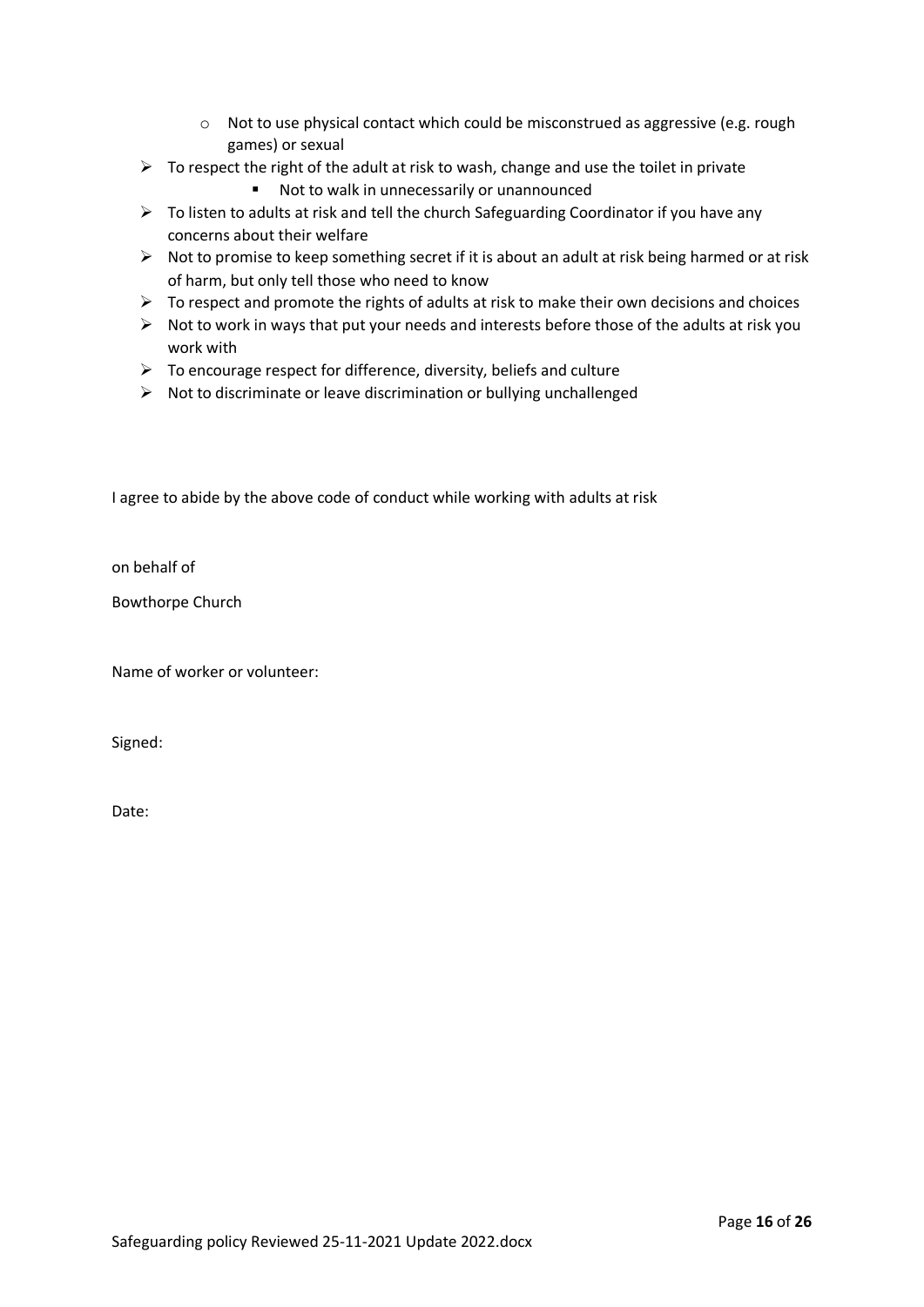- Not to use physical contact which could be misconstrued as aggressive (e.g. rough games) or sexual
- To respect the right of the adult at risk to wash, change and use the toilet in private
        - Not to walk in unnecessarily or unannounced
- To listen to adults at risk and tell the church Safeguarding Coordinator if you have any concerns about their welfare
- Not to promise to keep something secret if it is about an adult at risk being harmed or at risk of harm, but only tell those who need to know
- To respect and promote the rights of adults at risk to make their own decisions and choices
- Not to work in ways that put your needs and interests before those of the adults at risk you work with
- To encourage respect for difference, diversity, beliefs and culture
- Not to discriminate or leave discrimination or bullying unchallenged

I agree to abide by the above code of conduct while working with adults at risk

on behalf of

Bowthorpe Church

Name of worker or volunteer:

Signed:

Date:

Safeguarding policy Reviewed 25-11-2021 Update 2022.docx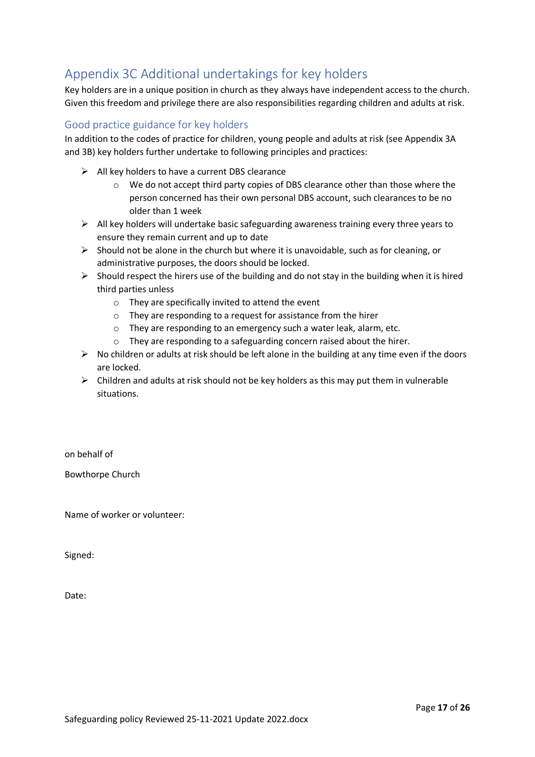## Appendix 3C Additional undertakings for key holders

Key holders are in a unique position in church as they always have independent access to the church. Given this freedom and privilege there are also responsibilities regarding children and adults at risk.

### Good practice guidance for key holders

In addition to the codes of practice for children, young people and adults at risk (see Appendix 3A and 3B) key holders further undertake to following principles and practices:

- All key holders to have a current DBS clearance
  - We do not accept third party copies of DBS clearance other than those where the person concerned has their own personal DBS account, such clearances to be no older than 1 week
- All key holders will undertake basic safeguarding awareness training every three years to ensure they remain current and up to date
- Should not be alone in the church but where it is unavoidable, such as for cleaning, or administrative purposes, the doors should be locked.
- Should respect the hirers use of the building and do not stay in the building when it is hired third parties unless
  - They are specifically invited to attend the event
  - They are responding to a request for assistance from the hirer
  - They are responding to an emergency such a water leak, alarm, etc.
  - They are responding to a safeguarding concern raised about the hirer.
- No children or adults at risk should be left alone in the building at any time even if the doors are locked.
- Children and adults at risk should not be key holders as this may put them in vulnerable situations.

on behalf of

Bowthorpe Church

Name of worker or volunteer:

Signed:

Date: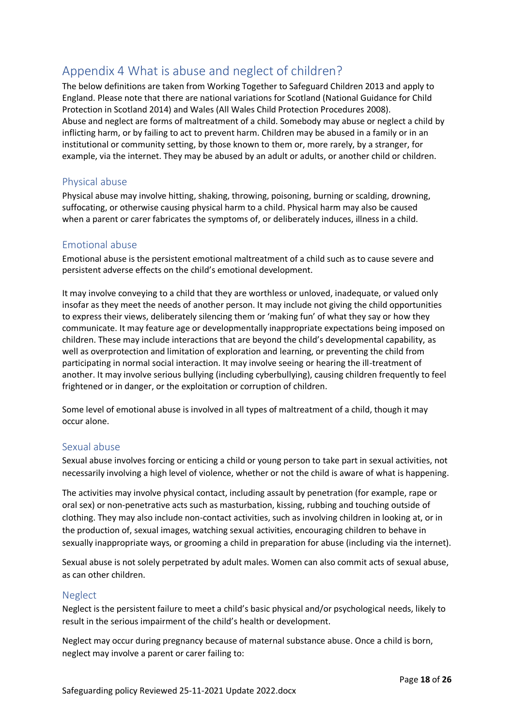## Appendix 4 What is abuse and neglect of children?

The below definitions are taken from Working Together to Safeguard Children 2013 and apply to England. Please note that there are national variations for Scotland (National Guidance for Child Protection in Scotland 2014) and Wales (All Wales Child Protection Procedures 2008).
Abuse and neglect are forms of maltreatment of a child. Somebody may abuse or neglect a child by inflicting harm, or by failing to act to prevent harm. Children may be abused in a family or in an institutional or community setting, by those known to them or, more rarely, by a stranger, for example, via the internet. They may be abused by an adult or adults, or another child or children.

### Physical abuse

Physical abuse may involve hitting, shaking, throwing, poisoning, burning or scalding, drowning, suffocating, or otherwise causing physical harm to a child. Physical harm may also be caused when a parent or carer fabricates the symptoms of, or deliberately induces, illness in a child.

### Emotional abuse

Emotional abuse is the persistent emotional maltreatment of a child such as to cause severe and persistent adverse effects on the child's emotional development.

It may involve conveying to a child that they are worthless or unloved, inadequate, or valued only insofar as they meet the needs of another person. It may include not giving the child opportunities to express their views, deliberately silencing them or 'making fun' of what they say or how they communicate. It may feature age or developmentally inappropriate expectations being imposed on children. These may include interactions that are beyond the child's developmental capability, as well as overprotection and limitation of exploration and learning, or preventing the child from participating in normal social interaction. It may involve seeing or hearing the ill-treatment of another. It may involve serious bullying (including cyberbullying), causing children frequently to feel frightened or in danger, or the exploitation or corruption of children.

Some level of emotional abuse is involved in all types of maltreatment of a child, though it may occur alone.

### Sexual abuse

Sexual abuse involves forcing or enticing a child or young person to take part in sexual activities, not necessarily involving a high level of violence, whether or not the child is aware of what is happening.

The activities may involve physical contact, including assault by penetration (for example, rape or oral sex) or non-penetrative acts such as masturbation, kissing, rubbing and touching outside of clothing. They may also include non-contact activities, such as involving children in looking at, or in the production of, sexual images, watching sexual activities, encouraging children to behave in sexually inappropriate ways, or grooming a child in preparation for abuse (including via the internet).

Sexual abuse is not solely perpetrated by adult males. Women can also commit acts of sexual abuse, as can other children.

### Neglect

Neglect is the persistent failure to meet a child's basic physical and/or psychological needs, likely to result in the serious impairment of the child's health or development.

Neglect may occur during pregnancy because of maternal substance abuse. Once a child is born, neglect may involve a parent or carer failing to: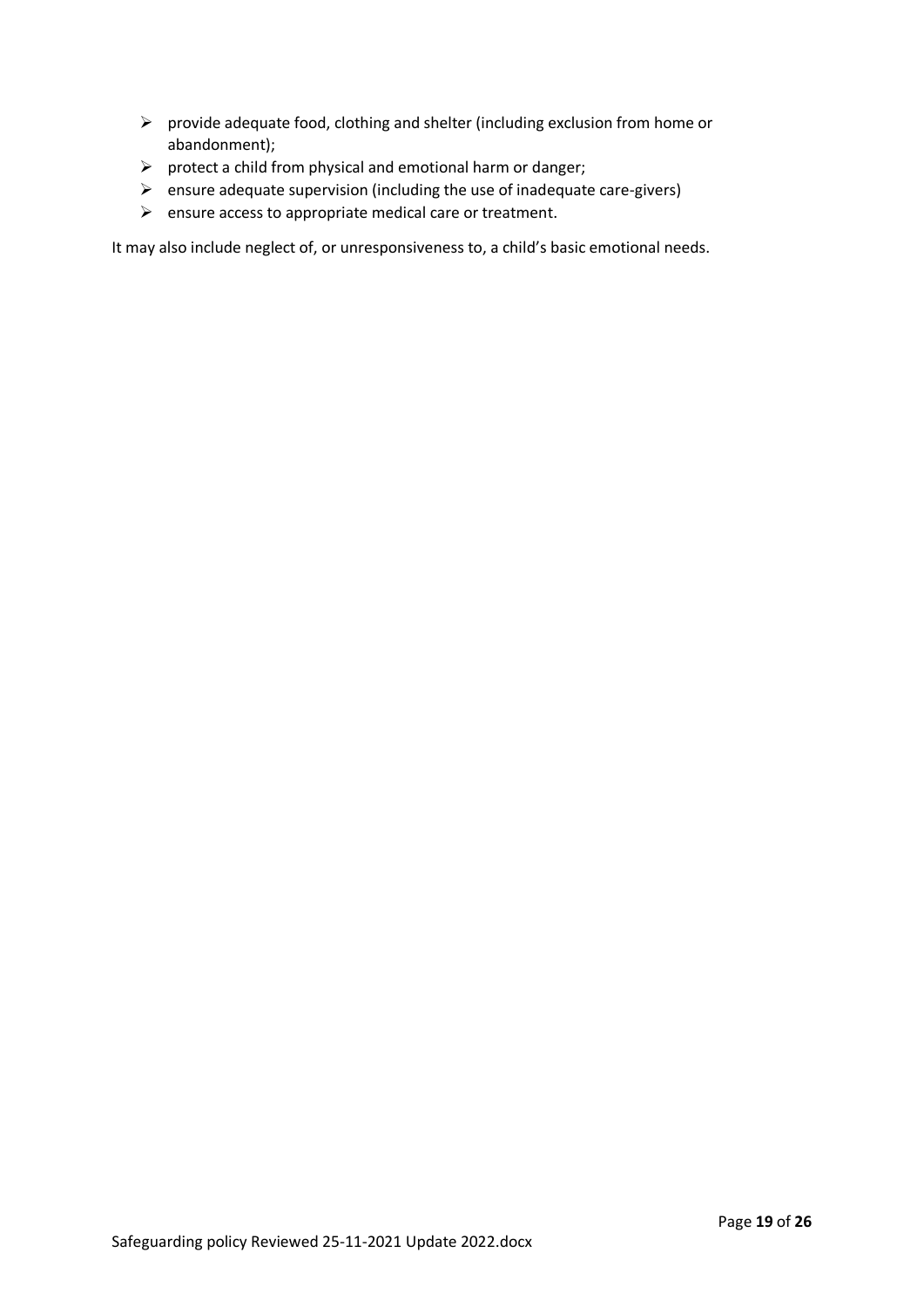- provide adequate food, clothing and shelter (including exclusion from home or abandonment);
- protect a child from physical and emotional harm or danger;
- ensure adequate supervision (including the use of inadequate care-givers)
- ensure access to appropriate medical care or treatment.

It may also include neglect of, or unresponsiveness to, a child's basic emotional needs.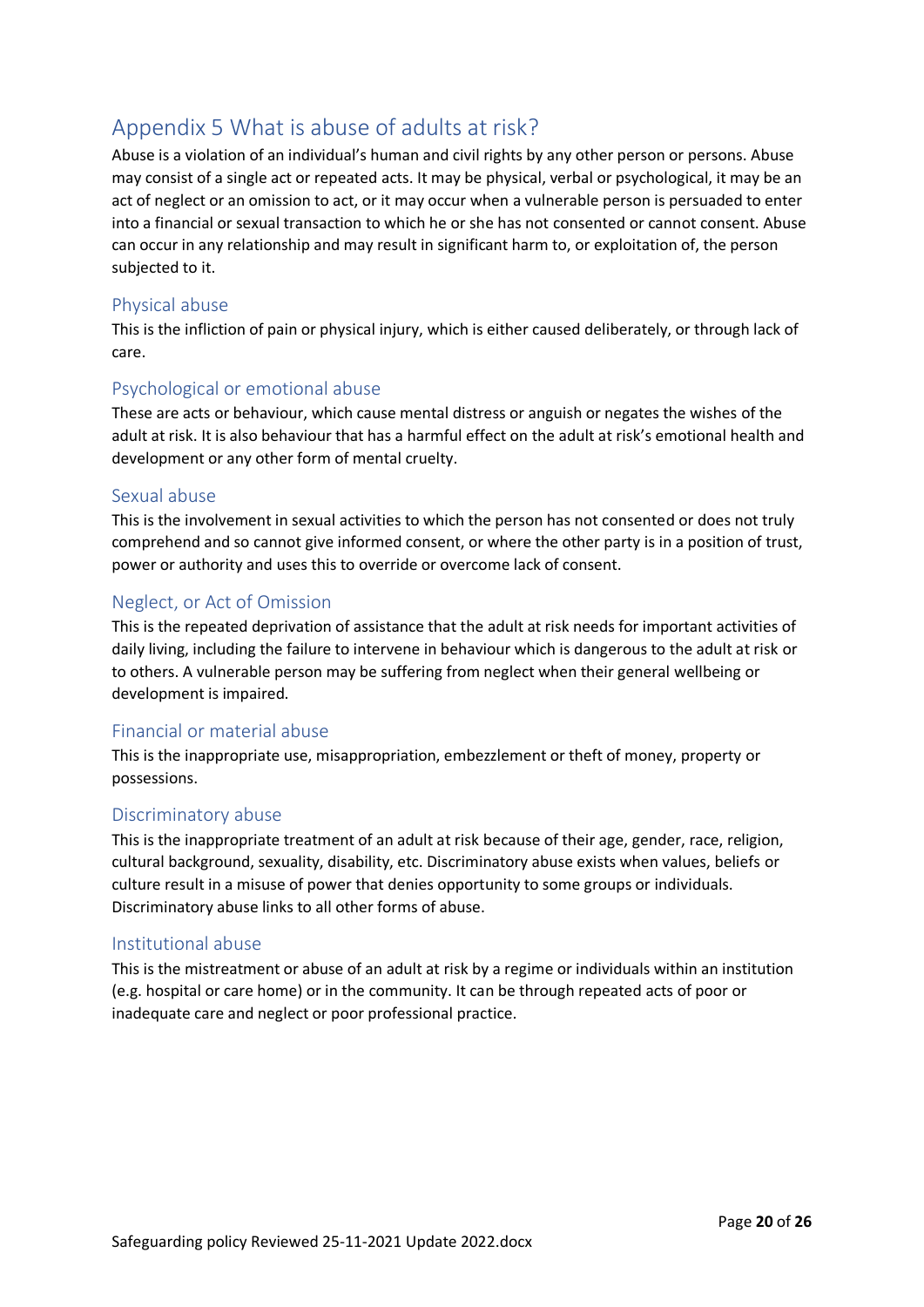# Appendix 5 What is abuse of adults at risk?

Abuse is a violation of an individual's human and civil rights by any other person or persons. Abuse may consist of a single act or repeated acts. It may be physical, verbal or psychological, it may be an act of neglect or an omission to act, or it may occur when a vulnerable person is persuaded to enter into a financial or sexual transaction to which he or she has not consented or cannot consent. Abuse can occur in any relationship and may result in significant harm to, or exploitation of, the person subjected to it.

## Physical abuse

This is the infliction of pain or physical injury, which is either caused deliberately, or through lack of care.

## Psychological or emotional abuse

These are acts or behaviour, which cause mental distress or anguish or negates the wishes of the adult at risk. It is also behaviour that has a harmful effect on the adult at risk's emotional health and development or any other form of mental cruelty.

## Sexual abuse

This is the involvement in sexual activities to which the person has not consented or does not truly comprehend and so cannot give informed consent, or where the other party is in a position of trust, power or authority and uses this to override or overcome lack of consent.

## Neglect, or Act of Omission

This is the repeated deprivation of assistance that the adult at risk needs for important activities of daily living, including the failure to intervene in behaviour which is dangerous to the adult at risk or to others. A vulnerable person may be suffering from neglect when their general wellbeing or development is impaired.

## Financial or material abuse

This is the inappropriate use, misappropriation, embezzlement or theft of money, property or possessions.

## Discriminatory abuse

This is the inappropriate treatment of an adult at risk because of their age, gender, race, religion, cultural background, sexuality, disability, etc. Discriminatory abuse exists when values, beliefs or culture result in a misuse of power that denies opportunity to some groups or individuals. Discriminatory abuse links to all other forms of abuse.

## Institutional abuse

This is the mistreatment or abuse of an adult at risk by a regime or individuals within an institution (e.g. hospital or care home) or in the community. It can be through repeated acts of poor or inadequate care and neglect or poor professional practice.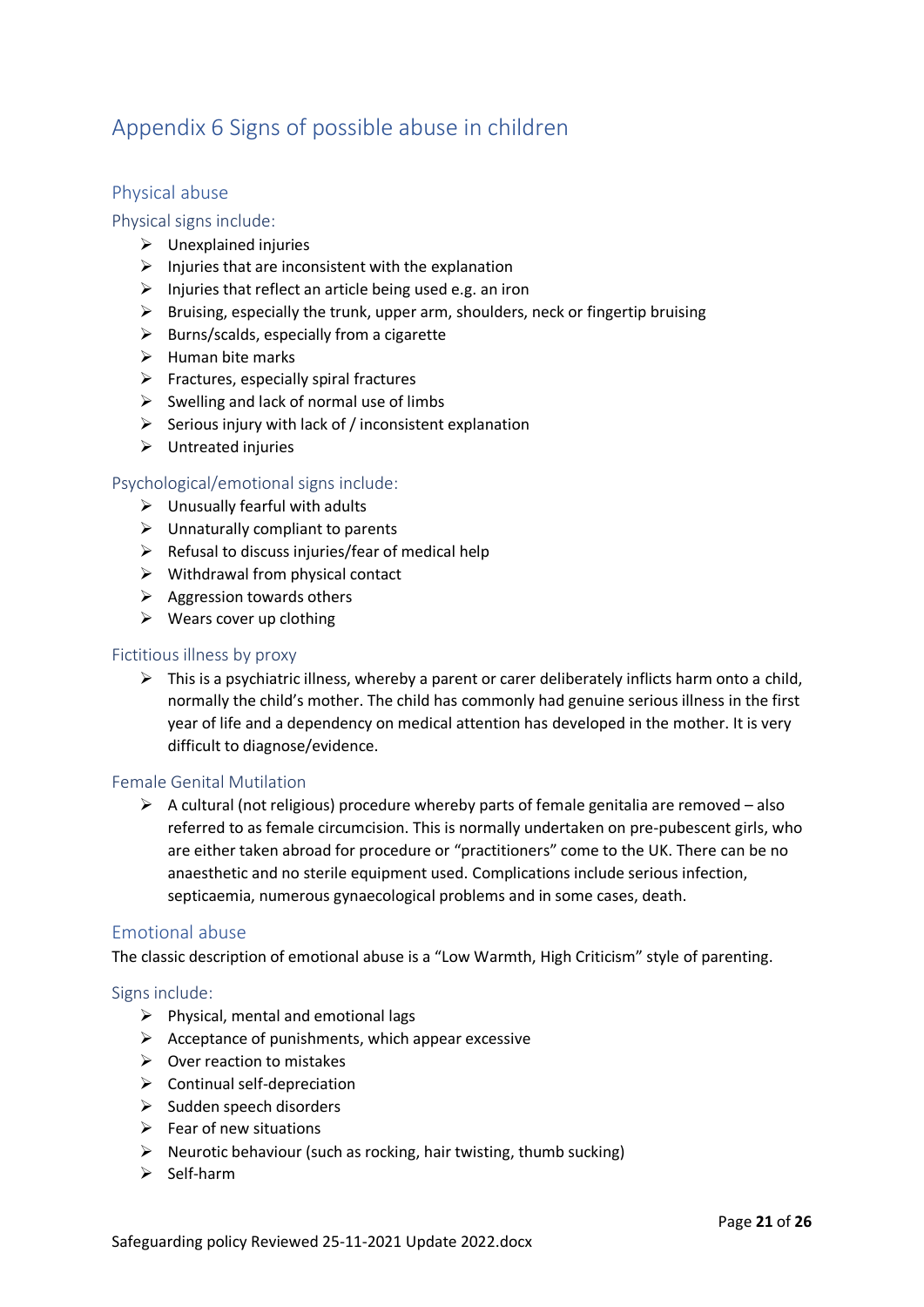# Appendix 6 Signs of possible abuse in children

## Physical abuse

### Physical signs include:

- Unexplained injuries
- Injuries that are inconsistent with the explanation
- Injuries that reflect an article being used e.g. an iron
- Bruising, especially the trunk, upper arm, shoulders, neck or fingertip bruising
- Burns/scalds, especially from a cigarette
- Human bite marks
- Fractures, especially spiral fractures
- Swelling and lack of normal use of limbs
- Serious injury with lack of / inconsistent explanation
- Untreated injuries

### Psychological/emotional signs include:

- Unusually fearful with adults
- Unnaturally compliant to parents
- Refusal to discuss injuries/fear of medical help
- Withdrawal from physical contact
- Aggression towards others
- Wears cover up clothing

### Fictitious illness by proxy

- This is a psychiatric illness, whereby a parent or carer deliberately inflicts harm onto a child, normally the child's mother. The child has commonly had genuine serious illness in the first year of life and a dependency on medical attention has developed in the mother. It is very difficult to diagnose/evidence.

### Female Genital Mutilation

- A cultural (not religious) procedure whereby parts of female genitalia are removed – also referred to as female circumcision. This is normally undertaken on pre-pubescent girls, who are either taken abroad for procedure or "practitioners" come to the UK. There can be no anaesthetic and no sterile equipment used. Complications include serious infection, septicaemia, numerous gynaecological problems and in some cases, death.

## Emotional abuse

The classic description of emotional abuse is a "Low Warmth, High Criticism" style of parenting.

### Signs include:

- Physical, mental and emotional lags
- Acceptance of punishments, which appear excessive
- Over reaction to mistakes
- Continual self-depreciation
- Sudden speech disorders
- Fear of new situations
- Neurotic behaviour (such as rocking, hair twisting, thumb sucking)
- Self-harm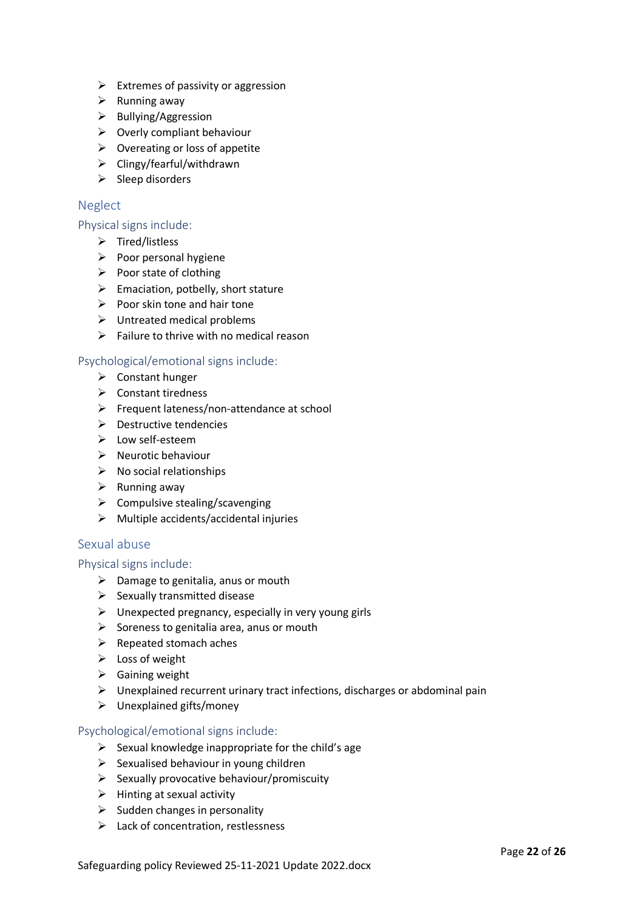- Extremes of passivity or aggression
- Running away
- Bullying/Aggression
- Overly compliant behaviour
- Overeating or loss of appetite
- Clingy/fearful/withdrawn
- Sleep disorders

## Neglect

### Physical signs include:

- Tired/listless
- Poor personal hygiene
- Poor state of clothing
- Emaciation, potbelly, short stature
- Poor skin tone and hair tone
- Untreated medical problems
- Failure to thrive with no medical reason

### Psychological/emotional signs include:

- Constant hunger
- Constant tiredness
- Frequent lateness/non-attendance at school
- Destructive tendencies
- Low self-esteem
- Neurotic behaviour
- No social relationships
- Running away
- Compulsive stealing/scavenging
- Multiple accidents/accidental injuries

## Sexual abuse

### Physical signs include:

- Damage to genitalia, anus or mouth
- Sexually transmitted disease
- Unexpected pregnancy, especially in very young girls
- Soreness to genitalia area, anus or mouth
- Repeated stomach aches
- Loss of weight
- Gaining weight
- Unexplained recurrent urinary tract infections, discharges or abdominal pain
- Unexplained gifts/money

### Psychological/emotional signs include:

- Sexual knowledge inappropriate for the child's age
- Sexualised behaviour in young children
- Sexually provocative behaviour/promiscuity
- Hinting at sexual activity
- Sudden changes in personality
- Lack of concentration, restlessness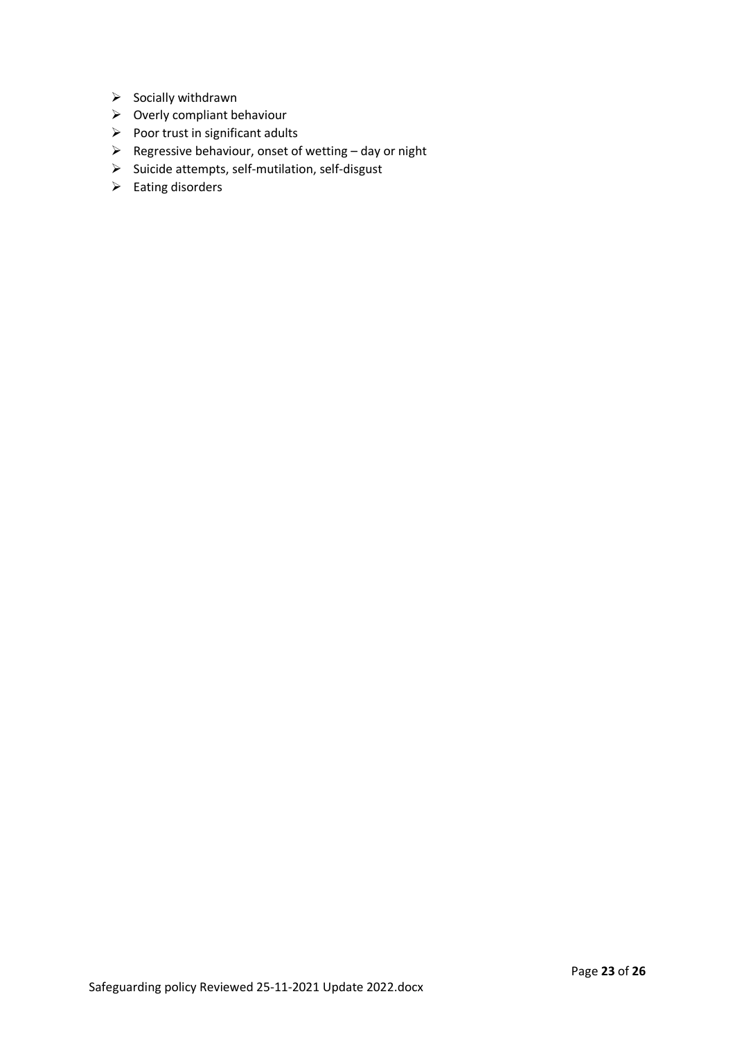- Socially withdrawn
- Overly compliant behaviour
- Poor trust in significant adults
- Regressive behaviour, onset of wetting – day or night
- Suicide attempts, self-mutilation, self-disgust
- Eating disorders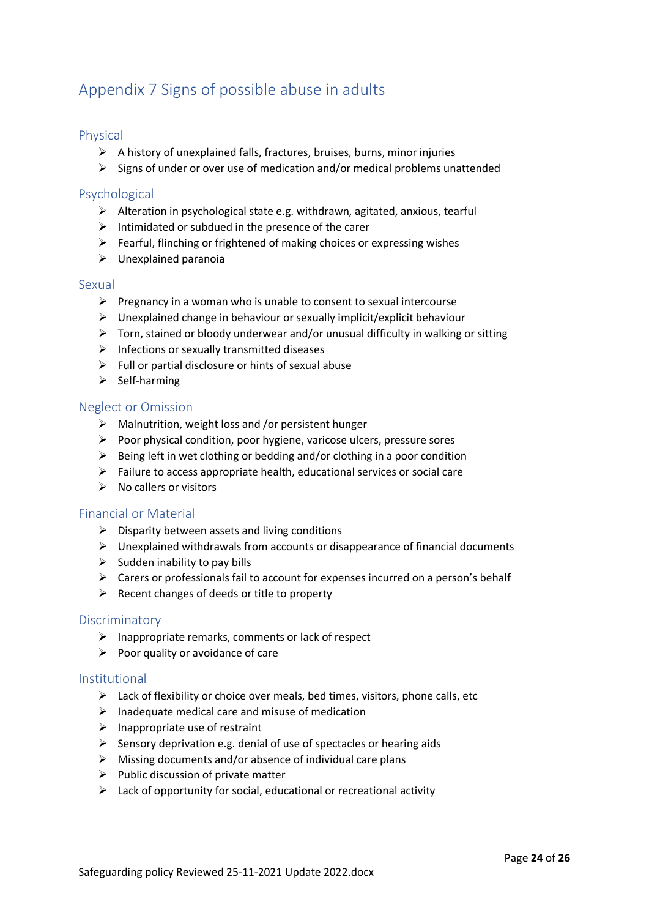## Appendix 7 Signs of possible abuse in adults

### Physical

- A history of unexplained falls, fractures, bruises, burns, minor injuries
- Signs of under or over use of medication and/or medical problems unattended

### Psychological

- Alteration in psychological state e.g. withdrawn, agitated, anxious, tearful
- Intimidated or subdued in the presence of the carer
- Fearful, flinching or frightened of making choices or expressing wishes
- Unexplained paranoia

### Sexual

- Pregnancy in a woman who is unable to consent to sexual intercourse
- Unexplained change in behaviour or sexually implicit/explicit behaviour
- Torn, stained or bloody underwear and/or unusual difficulty in walking or sitting
- Infections or sexually transmitted diseases
- Full or partial disclosure or hints of sexual abuse
- Self-harming

### Neglect or Omission

- Malnutrition, weight loss and /or persistent hunger
- Poor physical condition, poor hygiene, varicose ulcers, pressure sores
- Being left in wet clothing or bedding and/or clothing in a poor condition
- Failure to access appropriate health, educational services or social care
- No callers or visitors

### Financial or Material

- Disparity between assets and living conditions
- Unexplained withdrawals from accounts or disappearance of financial documents
- Sudden inability to pay bills
- Carers or professionals fail to account for expenses incurred on a person's behalf
- Recent changes of deeds or title to property

### Discriminatory

- Inappropriate remarks, comments or lack of respect
- Poor quality or avoidance of care

### Institutional

- Lack of flexibility or choice over meals, bed times, visitors, phone calls, etc
- Inadequate medical care and misuse of medication
- Inappropriate use of restraint
- Sensory deprivation e.g. denial of use of spectacles or hearing aids
- Missing documents and/or absence of individual care plans
- Public discussion of private matter
- Lack of opportunity for social, educational or recreational activity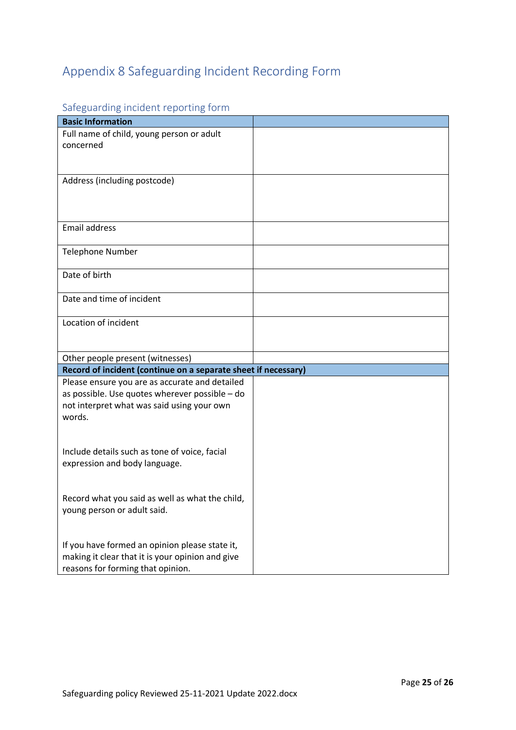# Appendix 8 Safeguarding Incident Recording Form

## Safeguarding incident reporting form

| **Basic Information** | |
|---|---|
| Full name of child, young person or adult concerned | |
| Address (including postcode) | |
| Email address | |
| Telephone Number | |
| Date of birth | |
| Date and time of incident | |
| Location of incident | |
| Other people present (witnesses) | |
| **Record of incident (continue on a separate sheet if necessary)** | |
| Please ensure you are as accurate and detailed as possible. Use quotes wherever possible – do not interpret what was said using your own words.<br><br>Include details such as tone of voice, facial expression and body language.<br><br>Record what you said as well as what the child, young person or adult said.<br><br>If you have formed an opinion please state it, making it clear that it is your opinion and give reasons for forming that opinion. | |

Safeguarding policy Reviewed 25-11-2021 Update 2022.docx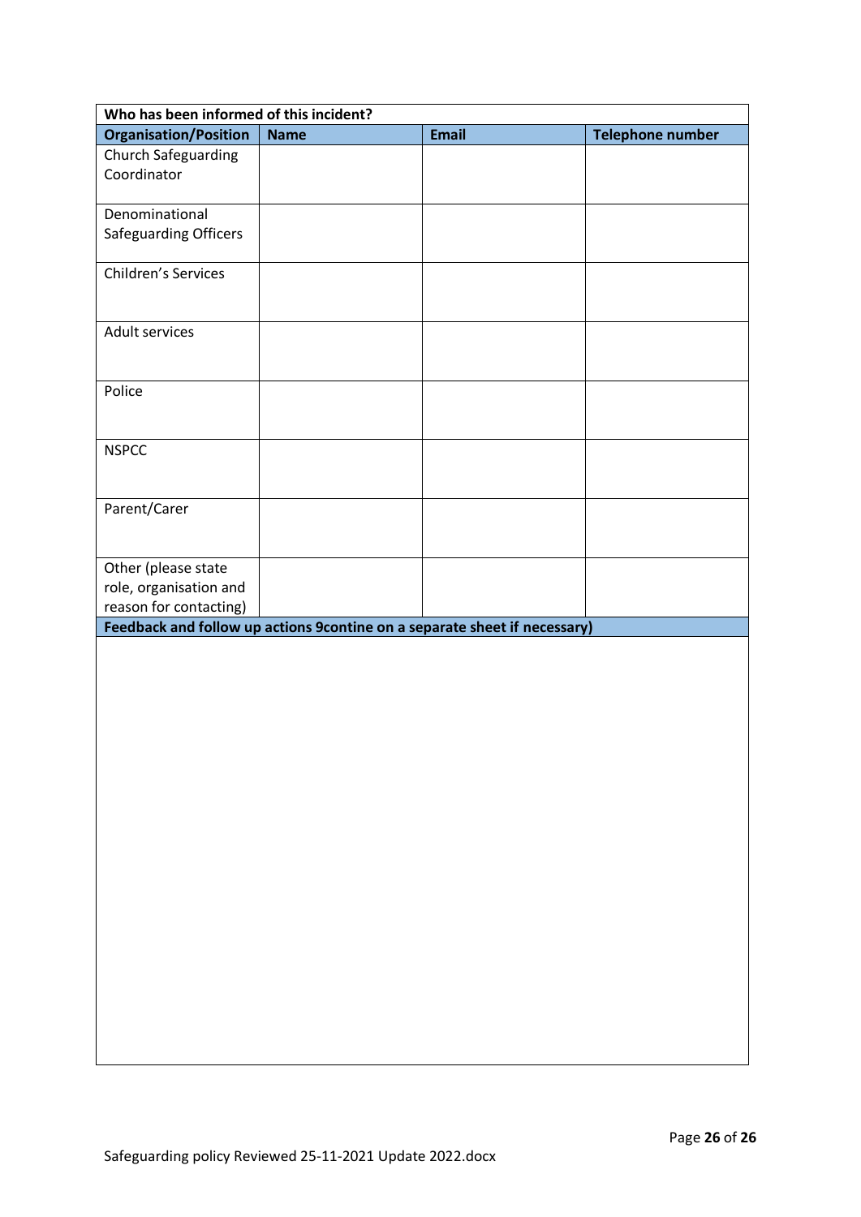**Who has been informed of this incident?**

| Organisation/Position | Name | Email | Telephone number |
|---|---|---|---|
| Church Safeguarding Coordinator | | | |
| Denominational Safeguarding Officers | | | |
| Children's Services | | | |
| Adult services | | | |
| Police | | | |
| NSPCC | | | |
| Parent/Carer | | | |
| Other (please state role, organisation and reason for contacting) | | | |

**Feedback and follow up actions 9contine on a separate sheet if necessary)**